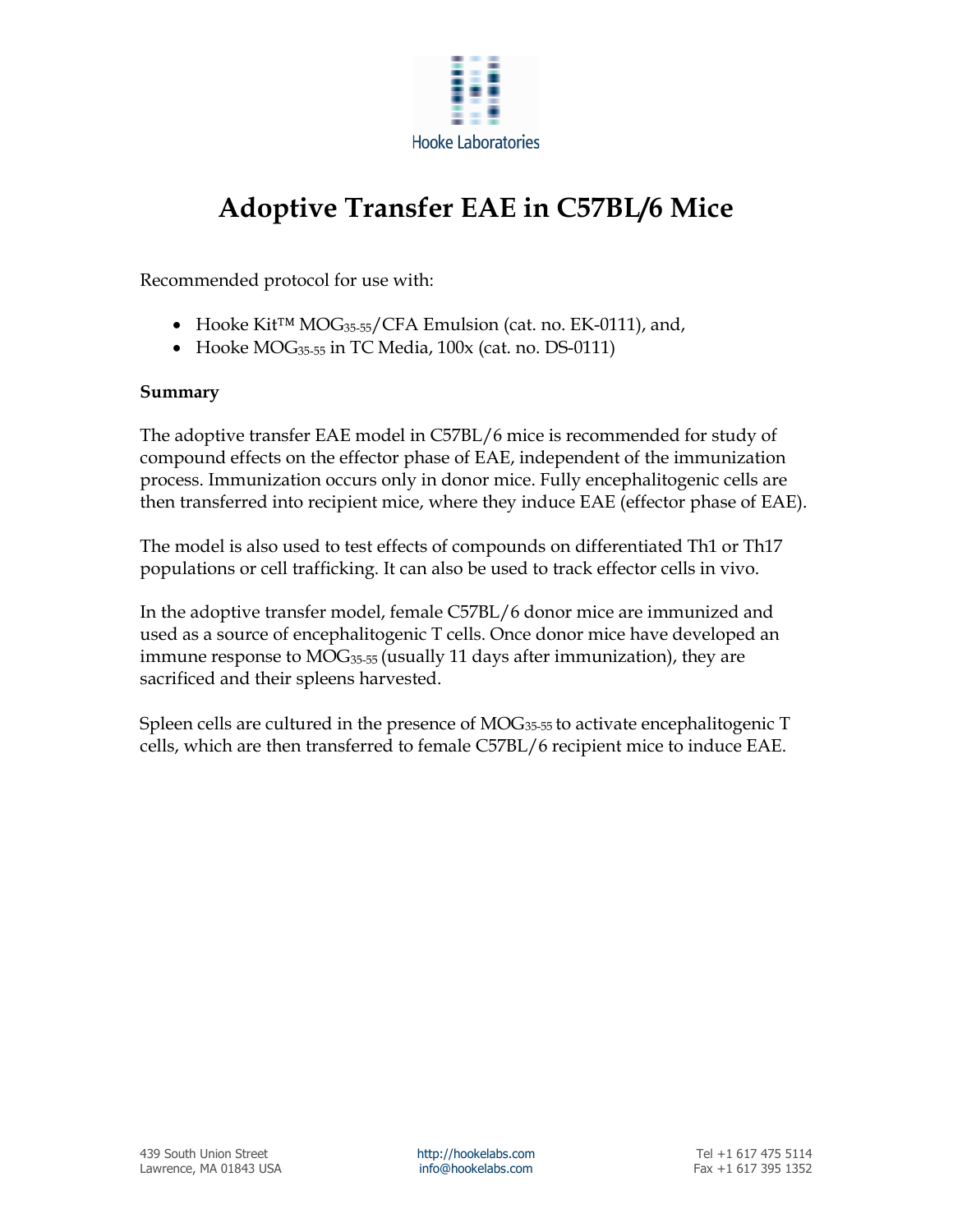Hooke Laboratories

# Adoptive Transfer EAE in C57BL/6 Mice

Recommended protocol for use with:

- Hooke Kit™ $MOG_{35\text{-}55}$/CFA Emulsion (cat. no. EK-0111), and,
- Hooke $MOG_{35\text{-}55}$ in TC Media, 100x (cat. no. DS-0111)

**Summary**

The adoptive transfer EAE model in C57BL/6 mice is recommended for study of compound effects on the effector phase of EAE, independent of the immunization process. Immunization occurs only in donor mice. Fully encephalitogenic cells are then transferred into recipient mice, where they induce EAE (effector phase of EAE).

The model is also used to test effects of compounds on differentiated Th1 or Th17 populations or cell trafficking. It can also be used to track effector cells in vivo.

In the adoptive transfer model, female C57BL/6 donor mice are immunized and used as a source of encephalitogenic T cells. Once donor mice have developed an immune response to $MOG_{35\text{-}55}$ (usually 11 days after immunization), they are sacrificed and their spleens harvested.

Spleen cells are cultured in the presence of $MOG_{35\text{-}55}$ to activate encephalitogenic T cells, which are then transferred to female C57BL/6 recipient mice to induce EAE.

439 South Union Street
Lawrence, MA 01843 USA

http://hookelabs.com
info@hookelabs.com

Tel +1 617 475 5114
Fax +1 617 395 1352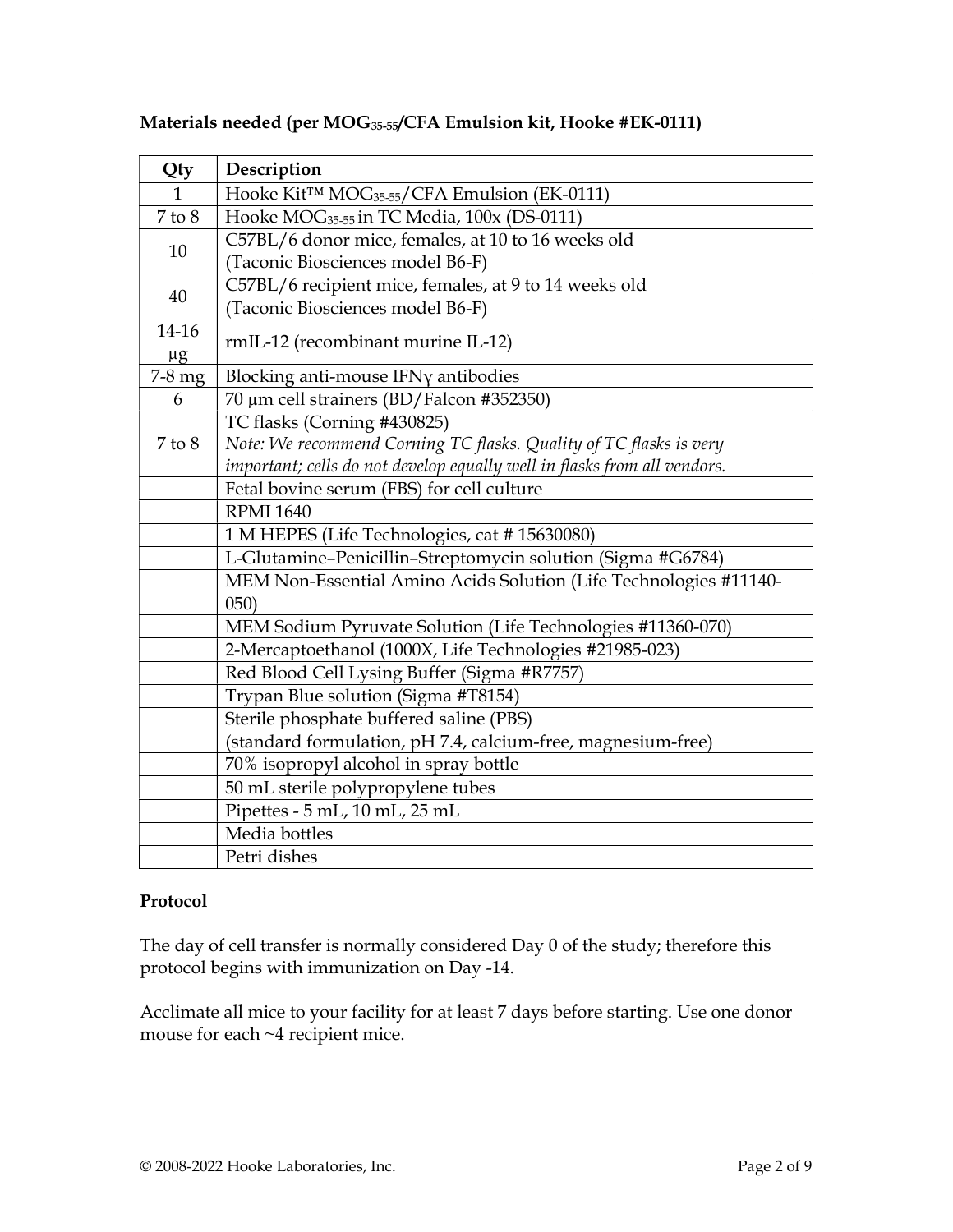**Materials needed (per $MOG_{35-55}$/CFA Emulsion kit, Hooke #EK-0111)**

| Qty | Description |
| --- | --- |
| 1 | Hooke Kit™ $MOG_{35-55}$/CFA Emulsion (EK-0111) |
| 7 to 8 | Hooke $MOG_{35-55}$ in TC Media, 100x (DS-0111) |
| 10 | C57BL/6 donor mice, females, at 10 to 16 weeks old (Taconic Biosciences model B6-F) |
| 40 | C57BL/6 recipient mice, females, at 9 to 14 weeks old (Taconic Biosciences model B6-F) |
| 14-16 μg | rmIL-12 (recombinant murine IL-12) |
| 7-8 mg | Blocking anti-mouse IFNγ antibodies |
| 6 | 70 μm cell strainers (BD/Falcon #352350) |
| 7 to 8 | TC flasks (Corning #430825) *Note: We recommend Corning TC flasks. Quality of TC flasks is very important; cells do not develop equally well in flasks from all vendors.* |
| | Fetal bovine serum (FBS) for cell culture |
| | RPMI 1640 |
| | 1 M HEPES (Life Technologies, cat # 15630080) |
| | L-Glutamine–Penicillin–Streptomycin solution (Sigma #G6784) |
| | MEM Non-Essential Amino Acids Solution (Life Technologies #11140-050) |
| | MEM Sodium Pyruvate Solution (Life Technologies #11360-070) |
| | 2-Mercaptoethanol (1000X, Life Technologies #21985-023) |
| | Red Blood Cell Lysing Buffer (Sigma #R7757) |
| | Trypan Blue solution (Sigma #T8154) |
| | Sterile phosphate buffered saline (PBS) (standard formulation, pH 7.4, calcium-free, magnesium-free) |
| | 70% isopropyl alcohol in spray bottle |
| | 50 mL sterile polypropylene tubes |
| | Pipettes - 5 mL, 10 mL, 25 mL |
| | Media bottles |
| | Petri dishes |

**Protocol**

The day of cell transfer is normally considered Day 0 of the study; therefore this protocol begins with immunization on Day -14.

Acclimate all mice to your facility for at least 7 days before starting. Use one donor mouse for each ~4 recipient mice.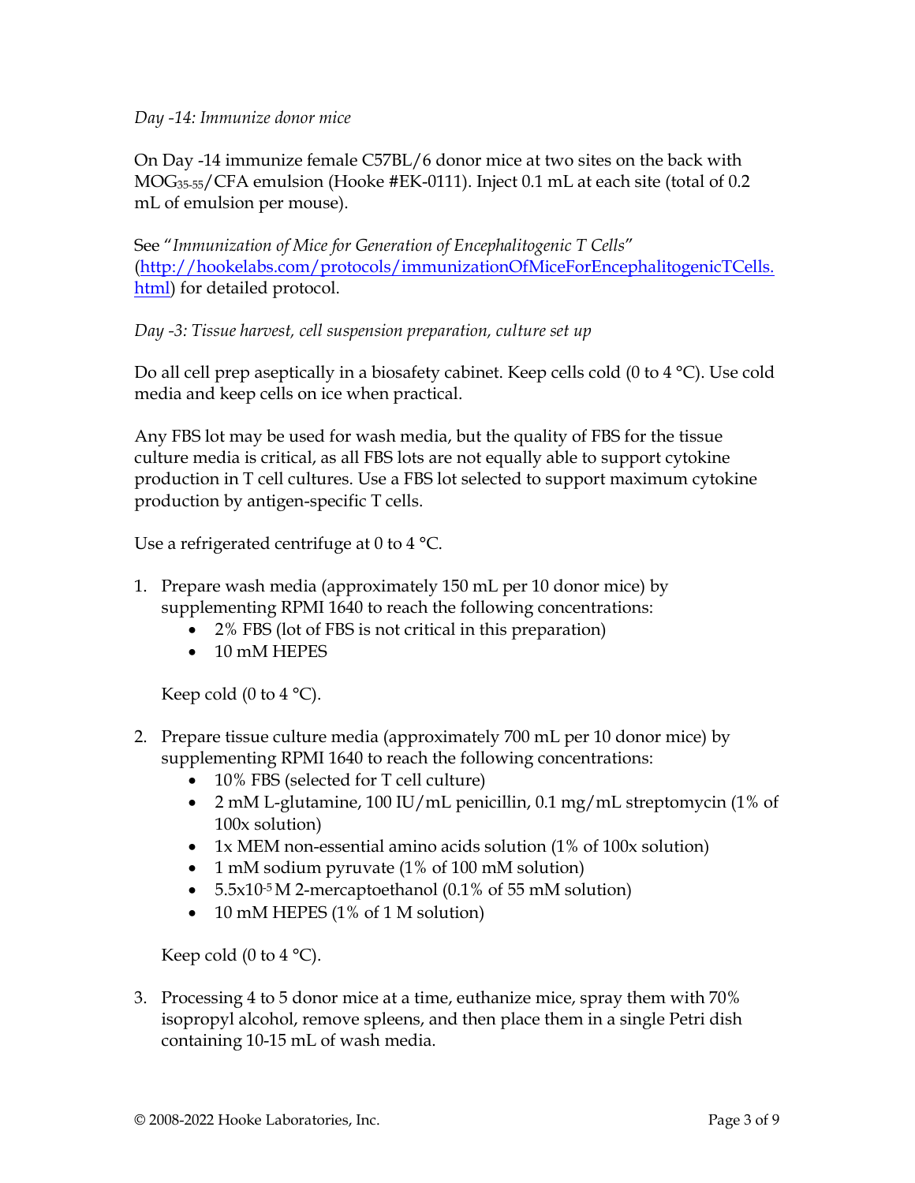*Day -14: Immunize donor mice*

On Day -14 immunize female C57BL/6 donor mice at two sites on the back with $MOG_{35\text{-}55}$/CFA emulsion (Hooke #EK-0111). Inject 0.1 mL at each site (total of 0.2 mL of emulsion per mouse).

See "*Immunization of Mice for Generation of Encephalitogenic T Cells*" (http://hookelabs.com/protocols/immunizationOfMiceForEncephalitogenicTCells.html) for detailed protocol.

*Day -3: Tissue harvest, cell suspension preparation, culture set up*

Do all cell prep aseptically in a biosafety cabinet. Keep cells cold (0 to 4 °C). Use cold media and keep cells on ice when practical.

Any FBS lot may be used for wash media, but the quality of FBS for the tissue culture media is critical, as all FBS lots are not equally able to support cytokine production in T cell cultures. Use a FBS lot selected to support maximum cytokine production by antigen-specific T cells.

Use a refrigerated centrifuge at 0 to 4 °C.

1. Prepare wash media (approximately 150 mL per 10 donor mice) by supplementing RPMI 1640 to reach the following concentrations:
   - 2% FBS (lot of FBS is not critical in this preparation)
   - 10 mM HEPES

   Keep cold (0 to 4 °C).

2. Prepare tissue culture media (approximately 700 mL per 10 donor mice) by supplementing RPMI 1640 to reach the following concentrations:
   - 10% FBS (selected for T cell culture)
   - 2 mM L-glutamine, 100 IU/mL penicillin, 0.1 mg/mL streptomycin (1% of 100x solution)
   - 1x MEM non-essential amino acids solution (1% of 100x solution)
   - 1 mM sodium pyruvate (1% of 100 mM solution)
   - $5.5 \times 10^{-5}$ M 2-mercaptoethanol (0.1% of 55 mM solution)
   - 10 mM HEPES (1% of 1 M solution)

   Keep cold (0 to 4 °C).

3. Processing 4 to 5 donor mice at a time, euthanize mice, spray them with 70% isopropyl alcohol, remove spleens, and then place them in a single Petri dish containing 10-15 mL of wash media.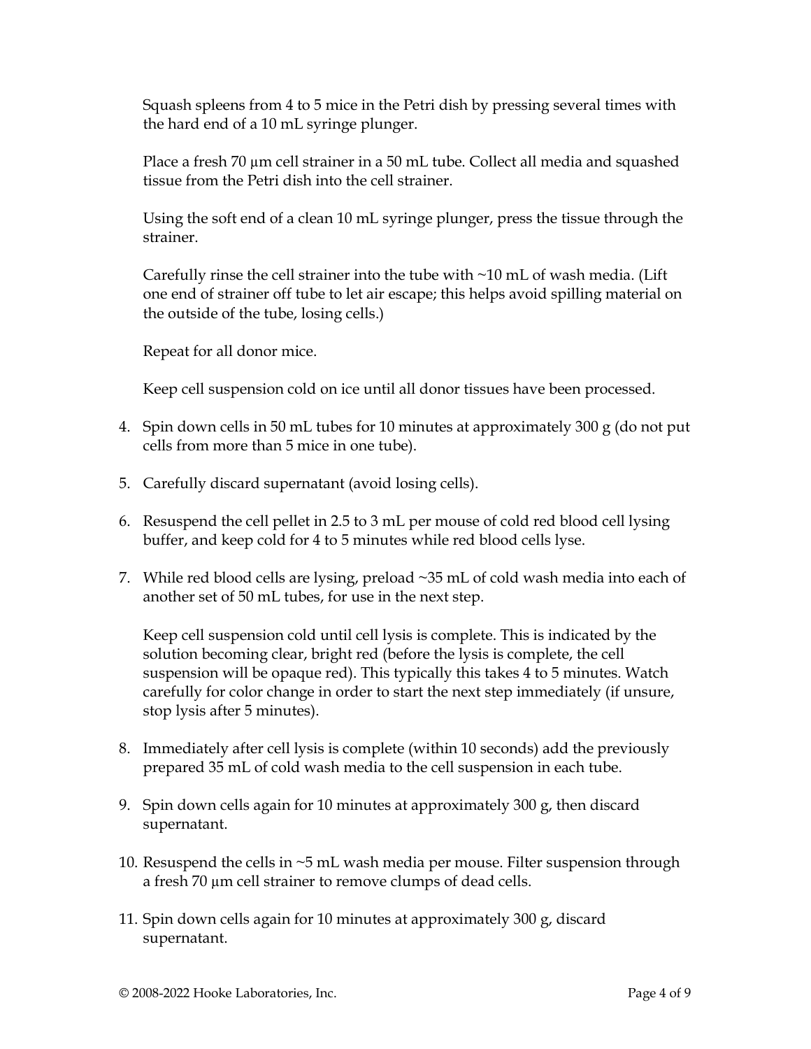Squash spleens from 4 to 5 mice in the Petri dish by pressing several times with the hard end of a 10 mL syringe plunger.

Place a fresh 70 µm cell strainer in a 50 mL tube. Collect all media and squashed tissue from the Petri dish into the cell strainer.

Using the soft end of a clean 10 mL syringe plunger, press the tissue through the strainer.

Carefully rinse the cell strainer into the tube with ~10 mL of wash media. (Lift one end of strainer off tube to let air escape; this helps avoid spilling material on the outside of the tube, losing cells.)

Repeat for all donor mice.

Keep cell suspension cold on ice until all donor tissues have been processed.

4. Spin down cells in 50 mL tubes for 10 minutes at approximately 300 g (do not put cells from more than 5 mice in one tube).

5. Carefully discard supernatant (avoid losing cells).

6. Resuspend the cell pellet in 2.5 to 3 mL per mouse of cold red blood cell lysing buffer, and keep cold for 4 to 5 minutes while red blood cells lyse.

7. While red blood cells are lysing, preload ~35 mL of cold wash media into each of another set of 50 mL tubes, for use in the next step.

   Keep cell suspension cold until cell lysis is complete. This is indicated by the solution becoming clear, bright red (before the lysis is complete, the cell suspension will be opaque red). This typically this takes 4 to 5 minutes. Watch carefully for color change in order to start the next step immediately (if unsure, stop lysis after 5 minutes).

8. Immediately after cell lysis is complete (within 10 seconds) add the previously prepared 35 mL of cold wash media to the cell suspension in each tube.

9. Spin down cells again for 10 minutes at approximately 300 g, then discard supernatant.

10. Resuspend the cells in ~5 mL wash media per mouse. Filter suspension through a fresh 70 µm cell strainer to remove clumps of dead cells.

11. Spin down cells again for 10 minutes at approximately 300 g, discard supernatant.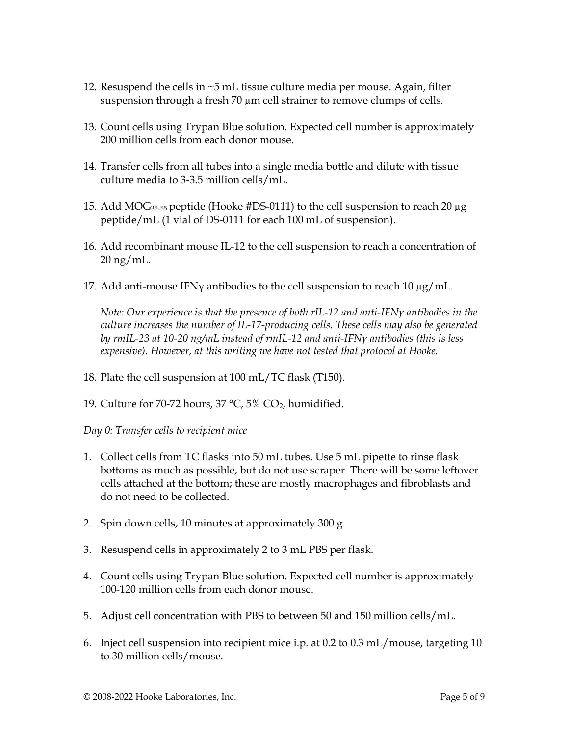12. Resuspend the cells in ~5 mL tissue culture media per mouse. Again, filter suspension through a fresh 70 µm cell strainer to remove clumps of cells.

13. Count cells using Trypan Blue solution. Expected cell number is approximately 200 million cells from each donor mouse.

14. Transfer cells from all tubes into a single media bottle and dilute with tissue culture media to 3-3.5 million cells/mL.

15. Add $MOG_{35\text{-}55}$ peptide (Hooke #DS-0111) to the cell suspension to reach 20 µg peptide/mL (1 vial of DS-0111 for each 100 mL of suspension).

16. Add recombinant mouse IL-12 to the cell suspension to reach a concentration of 20 ng/mL.

17. Add anti-mouse IFNγ antibodies to the cell suspension to reach 10 µg/mL.

    *Note: Our experience is that the presence of both rIL-12 and anti-IFNγ antibodies in the culture increases the number of IL-17-producing cells. These cells may also be generated by rmIL-23 at 10-20 ng/mL instead of rmIL-12 and anti-IFNγ antibodies (this is less expensive). However, at this writing we have not tested that protocol at Hooke.*

18. Plate the cell suspension at 100 mL/TC flask (T150).

19. Culture for 70-72 hours, 37 °C, 5% $CO_2$, humidified.

*Day 0: Transfer cells to recipient mice*

1. Collect cells from TC flasks into 50 mL tubes. Use 5 mL pipette to rinse flask bottoms as much as possible, but do not use scraper. There will be some leftover cells attached at the bottom; these are mostly macrophages and fibroblasts and do not need to be collected.

2. Spin down cells, 10 minutes at approximately 300 g.

3. Resuspend cells in approximately 2 to 3 mL PBS per flask.

4. Count cells using Trypan Blue solution. Expected cell number is approximately 100-120 million cells from each donor mouse.

5. Adjust cell concentration with PBS to between 50 and 150 million cells/mL.

6. Inject cell suspension into recipient mice i.p. at 0.2 to 0.3 mL/mouse, targeting 10 to 30 million cells/mouse.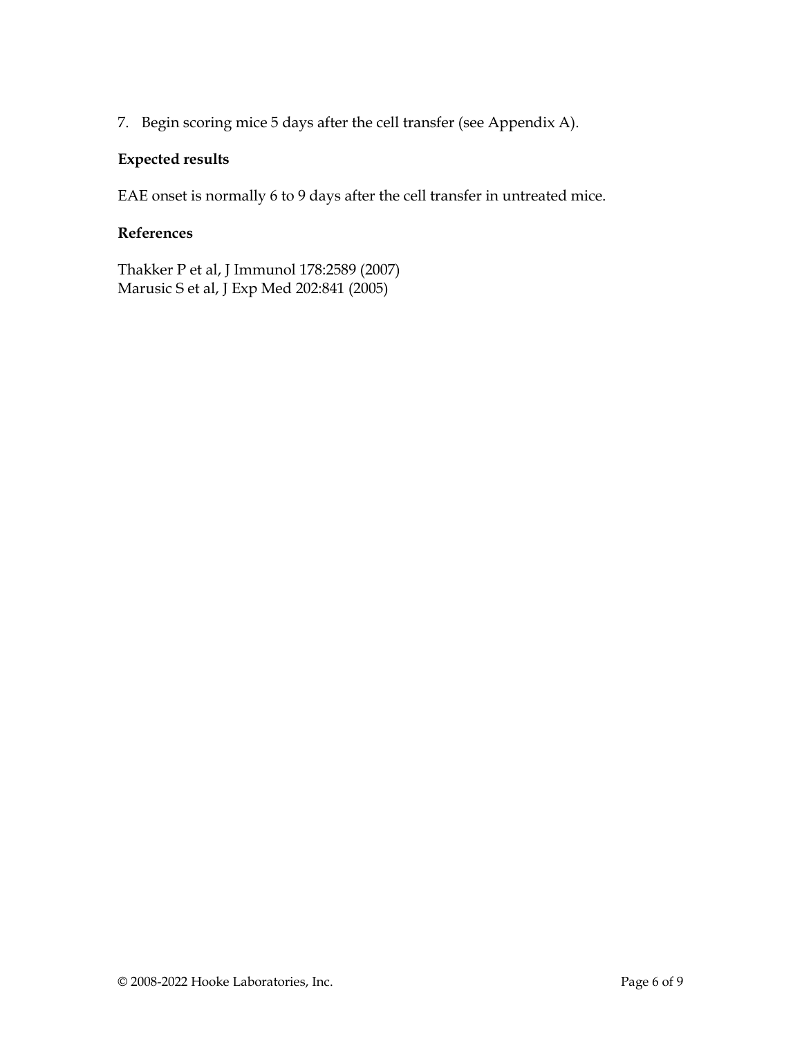7. Begin scoring mice 5 days after the cell transfer (see Appendix A).

**Expected results**

EAE onset is normally 6 to 9 days after the cell transfer in untreated mice.

**References**

Thakker P et al, J Immunol 178:2589 (2007)
Marusic S et al, J Exp Med 202:841 (2005)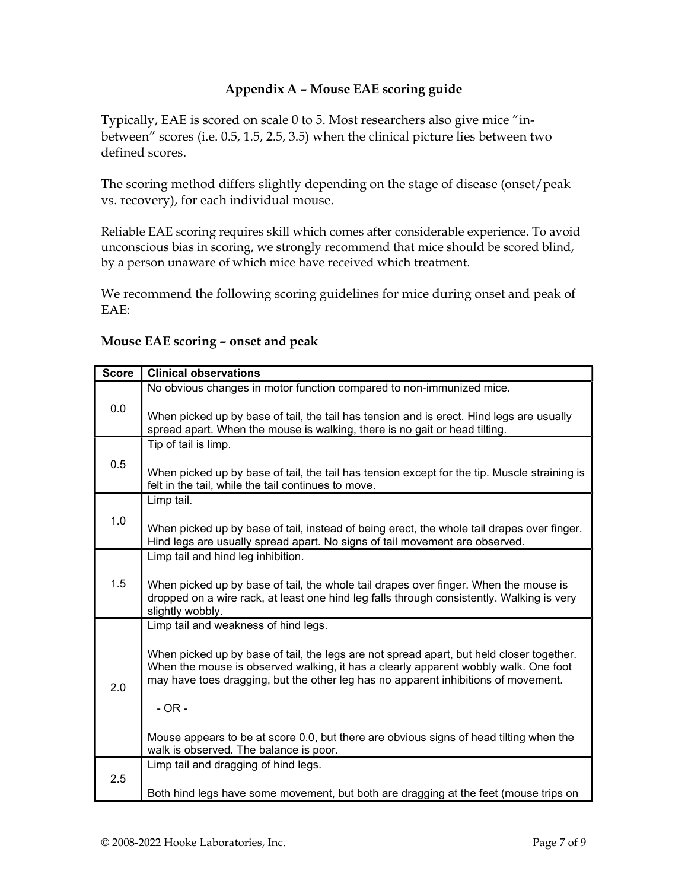### Appendix A – Mouse EAE scoring guide

Typically, EAE is scored on scale 0 to 5. Most researchers also give mice "in-between" scores (i.e. 0.5, 1.5, 2.5, 3.5) when the clinical picture lies between two defined scores.

The scoring method differs slightly depending on the stage of disease (onset/peak vs. recovery), for each individual mouse.

Reliable EAE scoring requires skill which comes after considerable experience. To avoid unconscious bias in scoring, we strongly recommend that mice should be scored blind, by a person unaware of which mice have received which treatment.

We recommend the following scoring guidelines for mice during onset and peak of EAE:

**Mouse EAE scoring – onset and peak**

| Score | Clinical observations |
|---|---|
| 0.0 | No obvious changes in motor function compared to non-immunized mice.<br><br>When picked up by base of tail, the tail has tension and is erect. Hind legs are usually spread apart. When the mouse is walking, there is no gait or head tilting. |
| 0.5 | Tip of tail is limp.<br><br>When picked up by base of tail, the tail has tension except for the tip. Muscle straining is felt in the tail, while the tail continues to move. |
| 1.0 | Limp tail.<br><br>When picked up by base of tail, instead of being erect, the whole tail drapes over finger. Hind legs are usually spread apart. No signs of tail movement are observed. |
| 1.5 | Limp tail and hind leg inhibition.<br><br>When picked up by base of tail, the whole tail drapes over finger. When the mouse is dropped on a wire rack, at least one hind leg falls through consistently. Walking is very slightly wobbly. |
| 2.0 | Limp tail and weakness of hind legs.<br><br>When picked up by base of tail, the legs are not spread apart, but held closer together. When the mouse is observed walking, it has a clearly apparent wobbly walk. One foot may have toes dragging, but the other leg has no apparent inhibitions of movement.<br><br>- OR -<br><br>Mouse appears to be at score 0.0, but there are obvious signs of head tilting when the walk is observed. The balance is poor. |
| 2.5 | Limp tail and dragging of hind legs.<br><br>Both hind legs have some movement, but both are dragging at the feet (mouse trips on |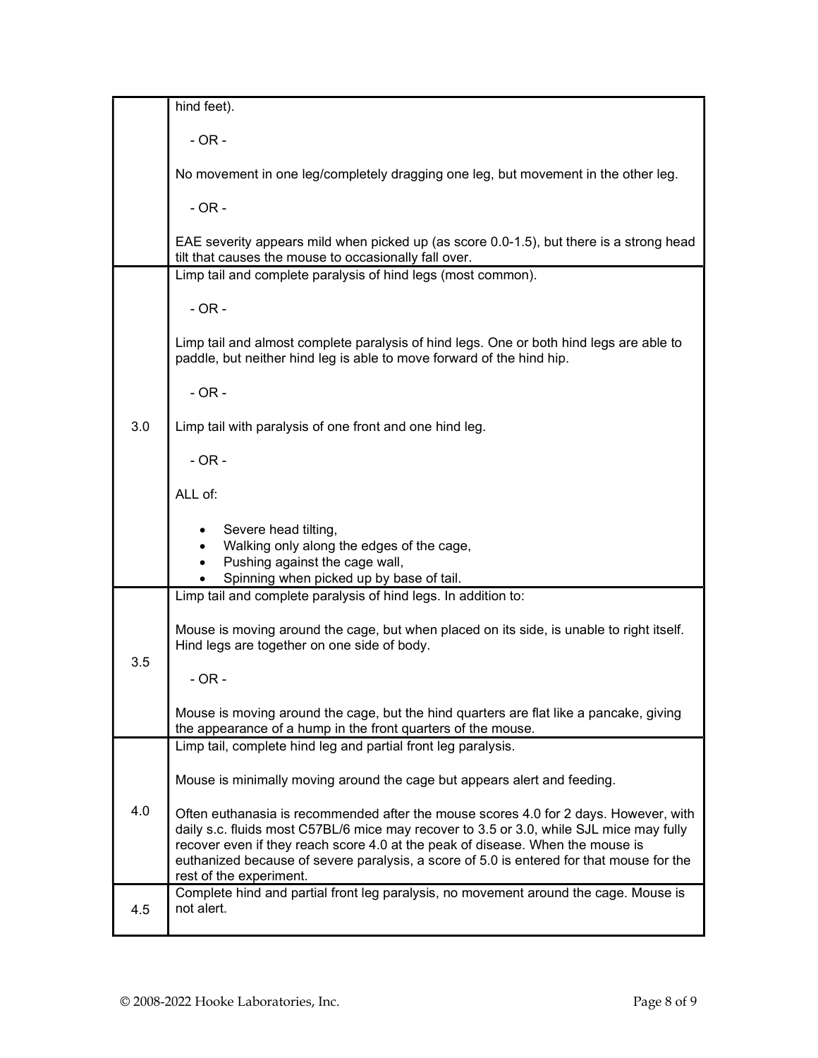| | |
|---|---|
| | hind feet).<br><br>- OR -<br><br>No movement in one leg/completely dragging one leg, but movement in the other leg.<br><br>- OR -<br><br>EAE severity appears mild when picked up (as score 0.0-1.5), but there is a strong head tilt that causes the mouse to occasionally fall over. |
| 3.0 | Limp tail and complete paralysis of hind legs (most common).<br><br>- OR -<br><br>Limp tail and almost complete paralysis of hind legs. One or both hind legs are able to paddle, but neither hind leg is able to move forward of the hind hip.<br><br>- OR -<br><br>Limp tail with paralysis of one front and one hind leg.<br><br>- OR -<br><br>ALL of:<br><br>• Severe head tilting,<br>• Walking only along the edges of the cage,<br>• Pushing against the cage wall,<br>• Spinning when picked up by base of tail. |
| 3.5 | Limp tail and complete paralysis of hind legs. In addition to:<br><br>Mouse is moving around the cage, but when placed on its side, is unable to right itself. Hind legs are together on one side of body.<br><br>- OR -<br><br>Mouse is moving around the cage, but the hind quarters are flat like a pancake, giving the appearance of a hump in the front quarters of the mouse. |
| 4.0 | Limp tail, complete hind leg and partial front leg paralysis.<br><br>Mouse is minimally moving around the cage but appears alert and feeding.<br><br>Often euthanasia is recommended after the mouse scores 4.0 for 2 days. However, with daily s.c. fluids most C57BL/6 mice may recover to 3.5 or 3.0, while SJL mice may fully recover even if they reach score 4.0 at the peak of disease. When the mouse is euthanized because of severe paralysis, a score of 5.0 is entered for that mouse for the rest of the experiment. |
| 4.5 | Complete hind and partial front leg paralysis, no movement around the cage. Mouse is not alert. |

© 2008-2022 Hooke Laboratories, Inc.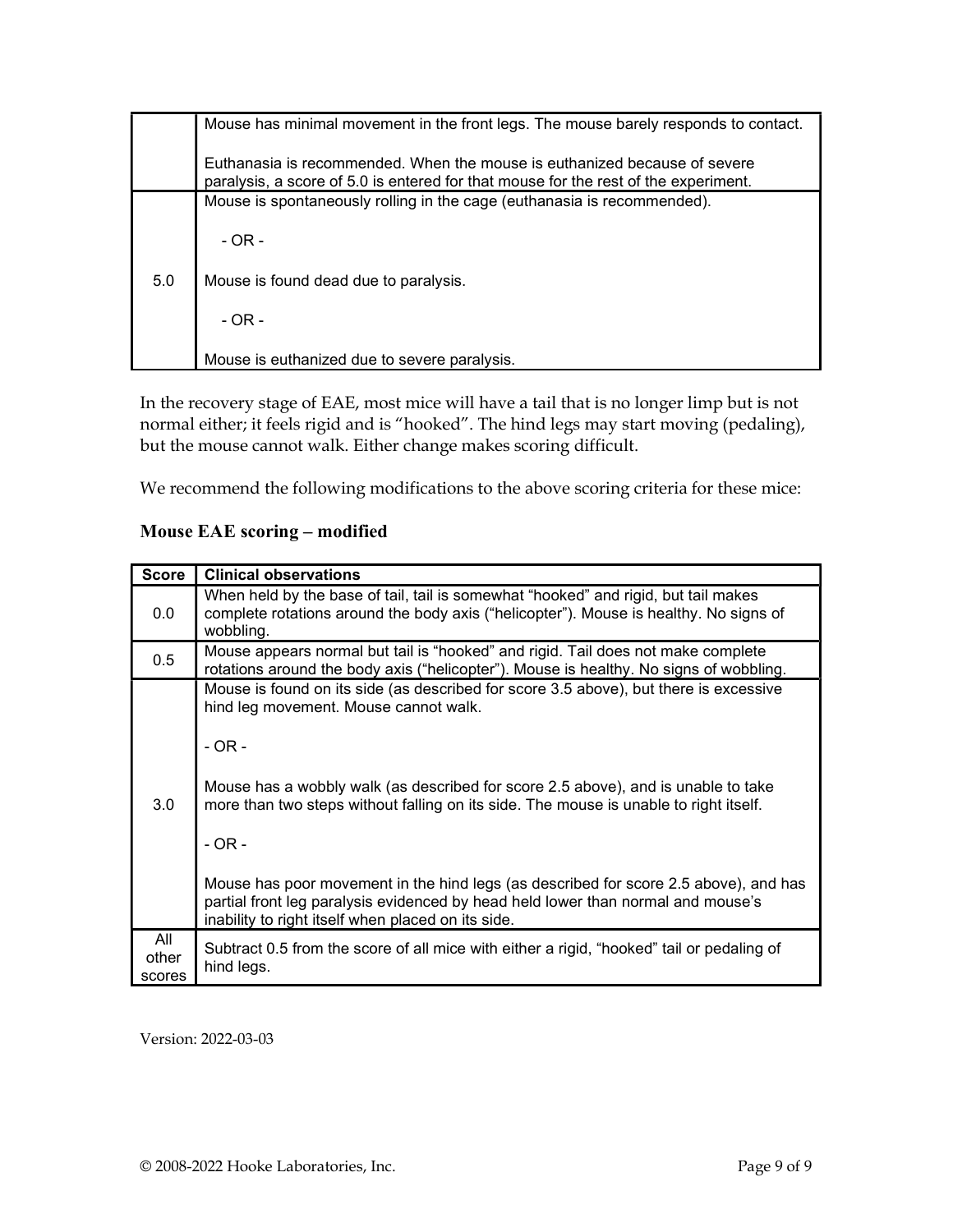| | |
|---|---|
| | Mouse has minimal movement in the front legs. The mouse barely responds to contact.<br><br>Euthanasia is recommended. When the mouse is euthanized because of severe paralysis, a score of 5.0 is entered for that mouse for the rest of the experiment. |
| 5.0 | Mouse is spontaneously rolling in the cage (euthanasia is recommended).<br><br>- OR -<br><br>Mouse is found dead due to paralysis.<br><br>- OR -<br><br>Mouse is euthanized due to severe paralysis. |

In the recovery stage of EAE, most mice will have a tail that is no longer limp but is not normal either; it feels rigid and is "hooked". The hind legs may start moving (pedaling), but the mouse cannot walk. Either change makes scoring difficult.

We recommend the following modifications to the above scoring criteria for these mice:

### Mouse EAE scoring – modified

| Score | Clinical observations |
|---|---|
| 0.0 | When held by the base of tail, tail is somewhat "hooked" and rigid, but tail makes complete rotations around the body axis ("helicopter"). Mouse is healthy. No signs of wobbling. |
| 0.5 | Mouse appears normal but tail is "hooked" and rigid. Tail does not make complete rotations around the body axis ("helicopter"). Mouse is healthy. No signs of wobbling. |
| 3.0 | Mouse is found on its side (as described for score 3.5 above), but there is excessive hind leg movement. Mouse cannot walk.<br><br>- OR -<br><br>Mouse has a wobbly walk (as described for score 2.5 above), and is unable to take more than two steps without falling on its side. The mouse is unable to right itself.<br><br>- OR -<br><br>Mouse has poor movement in the hind legs (as described for score 2.5 above), and has partial front leg paralysis evidenced by head held lower than normal and mouse's inability to right itself when placed on its side. |
| All other scores | Subtract 0.5 from the score of all mice with either a rigid, "hooked" tail or pedaling of hind legs. |

Version: 2022-03-03

© 2008-2022 Hooke Laboratories, Inc.